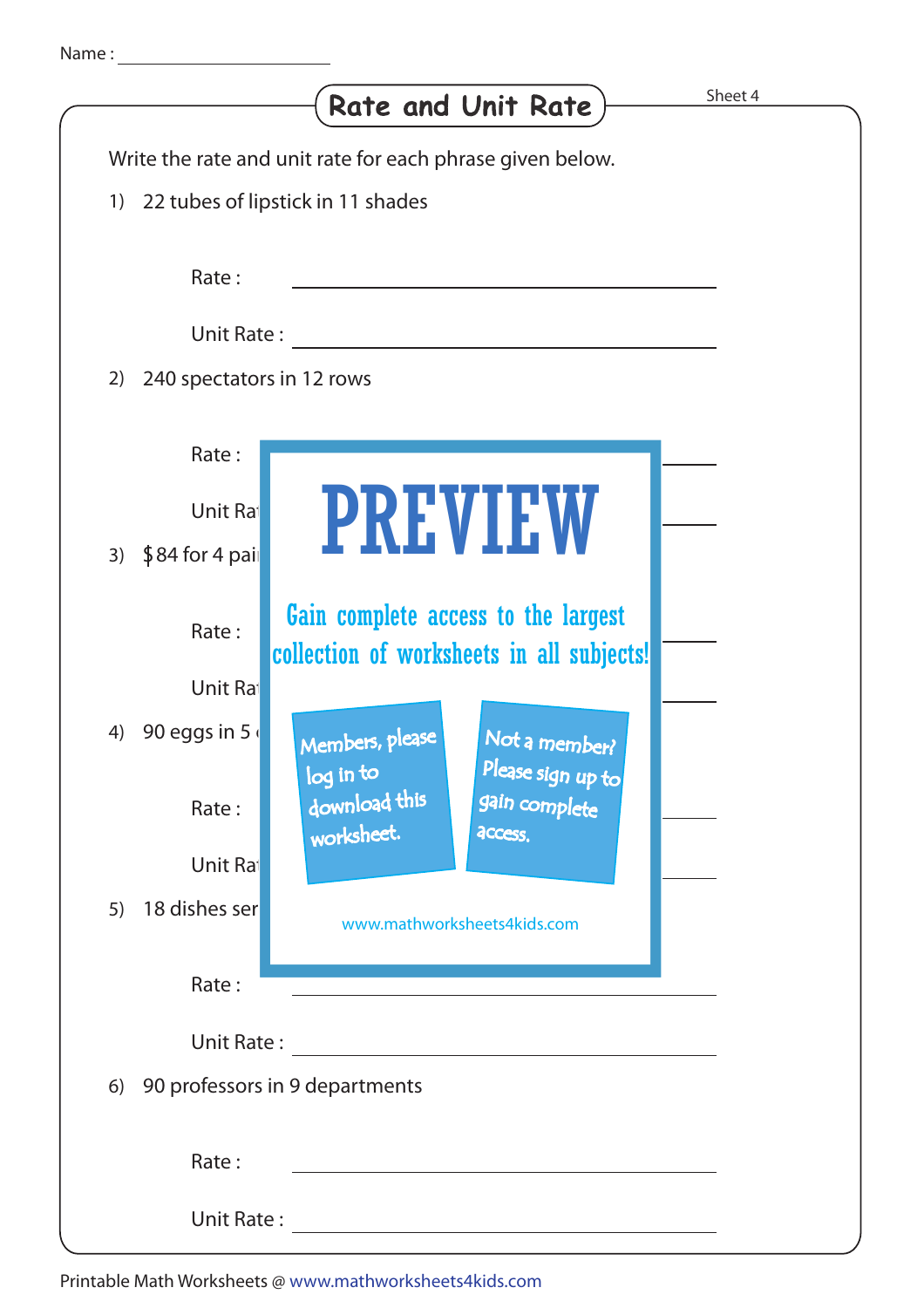Name : ____________________

# Rate and Unit Rate

Sheet 4

Write the rate and unit rate for each phrase given below.

1) 22 tubes of lipstick in 11 shades

Rate : ____________________

Unit Rate : ____________________

2) 240 spectators in 12 rows

Rate : ____________________

Unit Ra

3) $84 for 4 pai

Rate : ____________________

Unit Ra

4) 90 eggs in 5

Rate : ____________________

Unit Ra

5) 18 dishes ser

PREVIEW

Gain complete access to the largest collection of worksheets in all subjects!

Members, please log in to download this worksheet.

Not a member? Please sign up to gain complete access.

www.mathworksheets4kids.com

Rate : ____________________

Unit Rate : ____________________

6) 90 professors in 9 departments

Rate : ____________________

Unit Rate : ____________________

Printable Math Worksheets @ www.mathworksheets4kids.com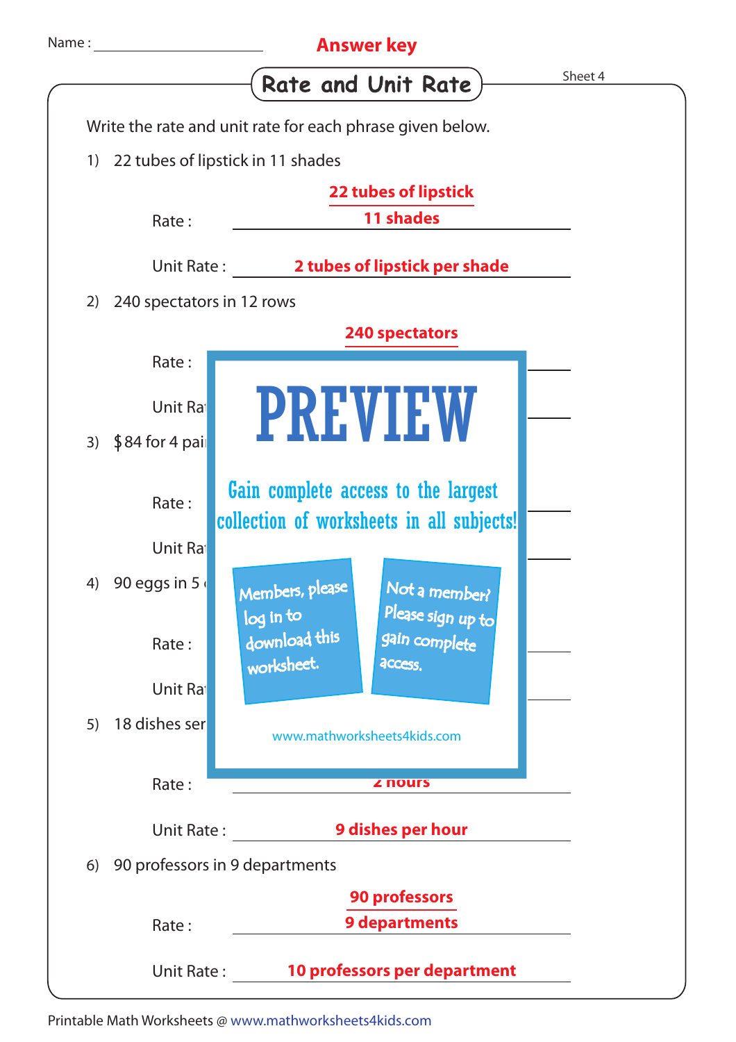Name : ____________________ **Answer key**

# Rate and Unit Rate

Sheet 4

Write the rate and unit rate for each phrase given below.

1) 22 tubes of lipstick in 11 shades

Rate : $\frac{\text{22 tubes of lipstick}}{\text{11 shades}}$

Unit Rate : **2 tubes of lipstick per shade**

2) 240 spectators in 12 rows

Rate : **240 spectators**

Unit Ra

3) $84 for 4 pai

Rate :

Unit Ra

4) 90 eggs in 5

Rate :

Unit Ra

5) 18 dishes ser

Rate : **2 hours**

Unit Rate : **9 dishes per hour**

6) 90 professors in 9 departments

Rate : $\frac{\text{90 professors}}{\text{9 departments}}$

Unit Rate : **10 professors per department**

PREVIEW

Gain complete access to the largest collection of worksheets in all subjects!

Members, please log in to download this worksheet.

Not a member? Please sign up to gain complete access.

www.mathworksheets4kids.com

Printable Math Worksheets @ www.mathworksheets4kids.com